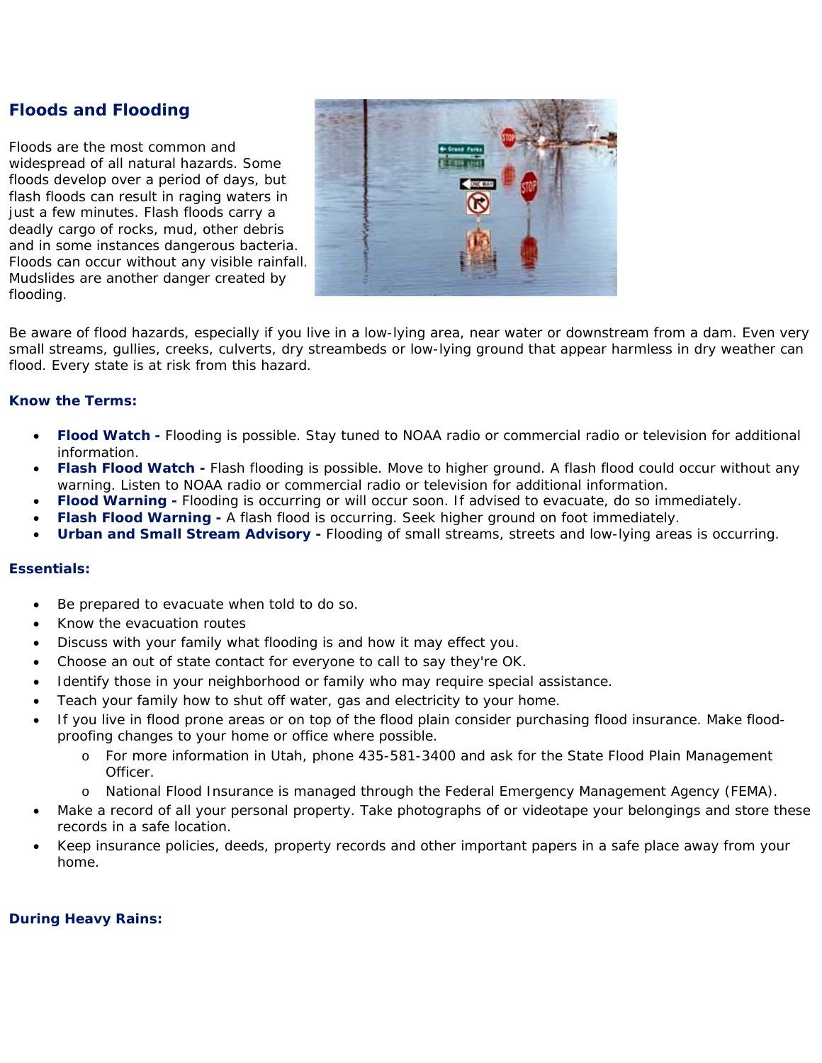## Floods and Flooding

Floods are the most common and widespread of all natural hazards. Some floods develop over a period of days, but flash floods can result in raging waters in just a few minutes. Flash floods carry a deadly cargo of rocks, mud, other debris and in some instances dangerous bacteria. Floods can occur without any visible rainfall. Mudslides are another danger created by flooding.

Be aware of flood hazards, especially if you live in a low-lying area, near water or downstream from a dam. Even very small streams, gullies, creeks, culverts, dry streambeds or low-lying ground that appear harmless in dry weather can flood. Every state is at risk from this hazard.

### Know the Terms:

- **Flood Watch -** Flooding is possible. Stay tuned to NOAA radio or commercial radio or television for additional information.
- **Flash Flood Watch -** Flash flooding is possible. Move to higher ground. A flash flood could occur without any warning. Listen to NOAA radio or commercial radio or television for additional information.
- **Flood Warning -** Flooding is occurring or will occur soon. If advised to evacuate, do so immediately.
- **Flash Flood Warning -** A flash flood is occurring. Seek higher ground on foot immediately.
- **Urban and Small Stream Advisory -** Flooding of small streams, streets and low-lying areas is occurring.

### Essentials:

- Be prepared to evacuate when told to do so.
- Know the evacuation routes
- Discuss with your family what flooding is and how it may effect you.
- Choose an out of state contact for everyone to call to say they're OK.
- Identify those in your neighborhood or family who may require special assistance.
- Teach your family how to shut off water, gas and electricity to your home.
- If you live in flood prone areas or on top of the flood plain consider purchasing flood insurance. Make flood-proofing changes to your home or office where possible.
  - For more information in Utah, phone 435-581-3400 and ask for the State Flood Plain Management Officer.
  - National Flood Insurance is managed through the Federal Emergency Management Agency (FEMA).
- Make a record of all your personal property. Take photographs of or videotape your belongings and store these records in a safe location.
- Keep insurance policies, deeds, property records and other important papers in a safe place away from your home.

### During Heavy Rains: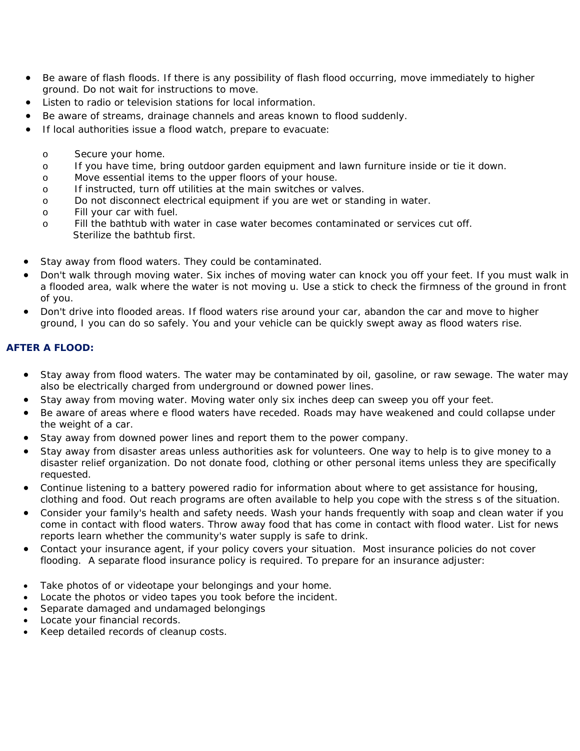- Be aware of flash floods. If there is any possibility of flash flood occurring, move immediately to higher ground. Do not wait for instructions to move.
- Listen to radio or television stations for local information.
- Be aware of streams, drainage channels and areas known to flood suddenly.
- If local authorities issue a flood watch, prepare to evacuate:

  - Secure your home.
  - If you have time, bring outdoor garden equipment and lawn furniture inside or tie it down.
  - Move essential items to the upper floors of your house.
  - If instructed, turn off utilities at the main switches or valves.
  - Do not disconnect electrical equipment if you are wet or standing in water.
  - Fill your car with fuel.
  - Fill the bathtub with water in case water becomes contaminated or services cut off. Sterilize the bathtub first.

- Stay away from flood waters. They could be contaminated.
- Don't walk through moving water. Six inches of moving water can knock you off your feet. If you must walk in a flooded area, walk where the water is not moving u. Use a stick to check the firmness of the ground in front of you.
- Don't drive into flooded areas. If flood waters rise around your car, abandon the car and move to higher ground, I you can do so safely. You and your vehicle can be quickly swept away as flood waters rise.

**AFTER A FLOOD:**

- Stay away from flood waters. The water may be contaminated by oil, gasoline, or raw sewage. The water may also be electrically charged from underground or downed power lines.
- Stay away from moving water. Moving water only six inches deep can sweep you off your feet.
- Be aware of areas where e flood waters have receded. Roads may have weakened and could collapse under the weight of a car.
- Stay away from downed power lines and report them to the power company.
- Stay away from disaster areas unless authorities ask for volunteers. One way to help is to give money to a disaster relief organization. Do not donate food, clothing or other personal items unless they are specifically requested.
- Continue listening to a battery powered radio for information about where to get assistance for housing, clothing and food. Out reach programs are often available to help you cope with the stress s of the situation.
- Consider your family's health and safety needs. Wash your hands frequently with soap and clean water if you come in contact with flood waters. Throw away food that has come in contact with flood water. List for news reports learn whether the community's water supply is safe to drink.
- Contact your insurance agent, if your policy covers your situation. Most insurance policies do not cover flooding. A separate flood insurance policy is required. To prepare for an insurance adjuster:

- Take photos of or videotape your belongings and your home.
- Locate the photos or video tapes you took before the incident.
- Separate damaged and undamaged belongings
- Locate your financial records.
- Keep detailed records of cleanup costs.